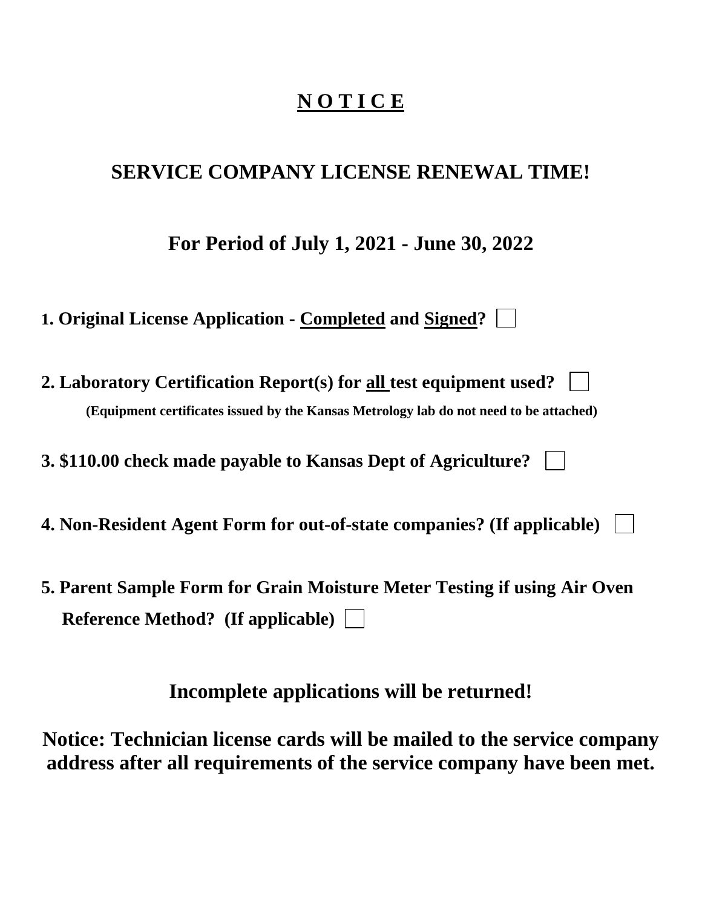# **N O T I C E**

## SERVICE COMPANY LICENSE RENEWAL TIME!

### For Period of July 1, 2021 - June 30, 2022

**1. Original License Application - Completed and Signed?** ☐

**2. Laboratory Certification Report(s) for all test equipment used?** ☐

**(Equipment certificates issued by the Kansas Metrology lab do not need to be attached)**

**3. $110.00 check made payable to Kansas Dept of Agriculture?** ☐

**4. Non-Resident Agent Form for out-of-state companies? (If applicable)** ☐

**5. Parent Sample Form for Grain Moisture Meter Testing if using Air Oven Reference Method? (If applicable)** ☐

### Incomplete applications will be returned!

**Notice: Technician license cards will be mailed to the service company address after all requirements of the service company have been met.**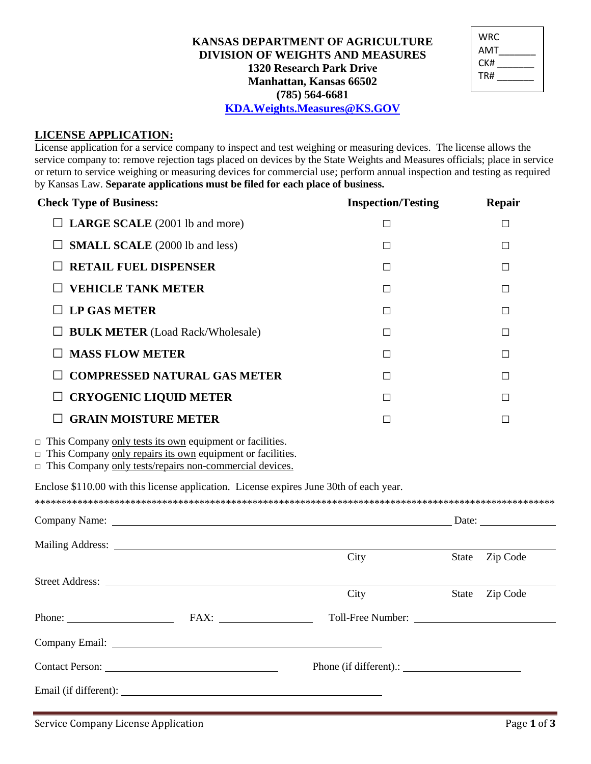# KANSAS DEPARTMENT OF AGRICULTURE
## DIVISION OF WEIGHTS AND MEASURES

**1320 Research Park Drive**
**Manhattan, Kansas 66502**
**(785) 564-6681**
**KDA.Weights.Measures@KS.GOV**

| WRC |
|---|
| AMT_______ |
| CK# _______ |
| TR# _______ |

## LICENSE APPLICATION:

License application for a service company to inspect and test weighing or measuring devices. The license allows the service company to: remove rejection tags placed on devices by the State Weights and Measures officials; place in service or return to service weighing or measuring devices for commercial use; perform annual inspection and testing as required by Kansas Law. **Separate applications must be filed for each place of business.**

| Check Type of Business: | Inspection/Testing | Repair |
|---|---|---|
| ☐ **LARGE SCALE** (2001 lb and more) | ☐ | ☐ |
| ☐ **SMALL SCALE** (2000 lb and less) | ☐ | ☐ |
| ☐ **RETAIL FUEL DISPENSER** | ☐ | ☐ |
| ☐ **VEHICLE TANK METER** | ☐ | ☐ |
| ☐ **LP GAS METER** | ☐ | ☐ |
| ☐ **BULK METER** (Load Rack/Wholesale) | ☐ | ☐ |
| ☐ **MASS FLOW METER** | ☐ | ☐ |
| ☐ **COMPRESSED NATURAL GAS METER** | ☐ | ☐ |
| ☐ **CRYOGENIC LIQUID METER** | ☐ | ☐ |
| ☐ **GRAIN MOISTURE METER** | ☐ | ☐ |

- ☐ This Company only tests its own equipment or facilities.
- ☐ This Company only repairs its own equipment or facilities.
- ☐ This Company only tests/repairs non-commercial devices.

Enclose $110.00 with this license application. License expires June 30th of each year.

*****************************************************************************************************

Company Name: ______________________________________________ Date: ____________

Mailing Address: ____________________________________________________________
City State Zip Code

Street Address: _____________________________________________________________
City State Zip Code

Phone: ________________ FAX: ______________ Toll-Free Number: ____________________

Company Email: ______________________________________

Contact Person: __________________________ Phone (if different).: __________________

Email (if different): ______________________________________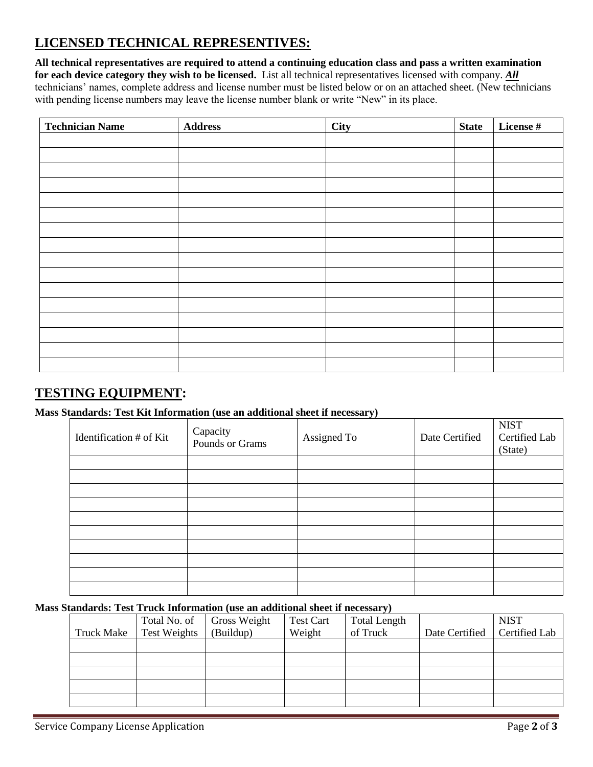## LICENSED TECHNICAL REPRESENTIVES:

**All technical representatives are required to attend a continuing education class and pass a written examination for each device category they wish to be licensed.** List all technical representatives licensed with company. ***All*** technicians' names, complete address and license number must be listed below or on an attached sheet. (New technicians with pending license numbers may leave the license number blank or write "New" in its place.

| Technician Name | Address | City | State | License # |
|---|---|---|---|---|
| | | | | |
| | | | | |
| | | | | |
| | | | | |
| | | | | |
| | | | | |
| | | | | |
| | | | | |
| | | | | |
| | | | | |
| | | | | |
| | | | | |
| | | | | |
| | | | | |
| | | | | |
| | | | | |

## TESTING EQUIPMENT:

**Mass Standards: Test Kit Information (use an additional sheet if necessary)**

| Identification # of Kit | Capacity Pounds or Grams | Assigned To | Date Certified | NIST Certified Lab (State) |
|---|---|---|---|---|
| | | | | |
| | | | | |
| | | | | |
| | | | | |
| | | | | |
| | | | | |
| | | | | |
| | | | | |
| | | | | |
| | | | | |

**Mass Standards: Test Truck Information (use an additional sheet if necessary)**

| Truck Make | Total No. of Test Weights | Gross Weight (Buildup) | Test Cart Weight | Total Length of Truck | Date Certified | NIST Certified Lab |
|---|---|---|---|---|---|---|
| | | | | | | |
| | | | | | | |
| | | | | | | |
| | | | | | | |
| | | | | | | |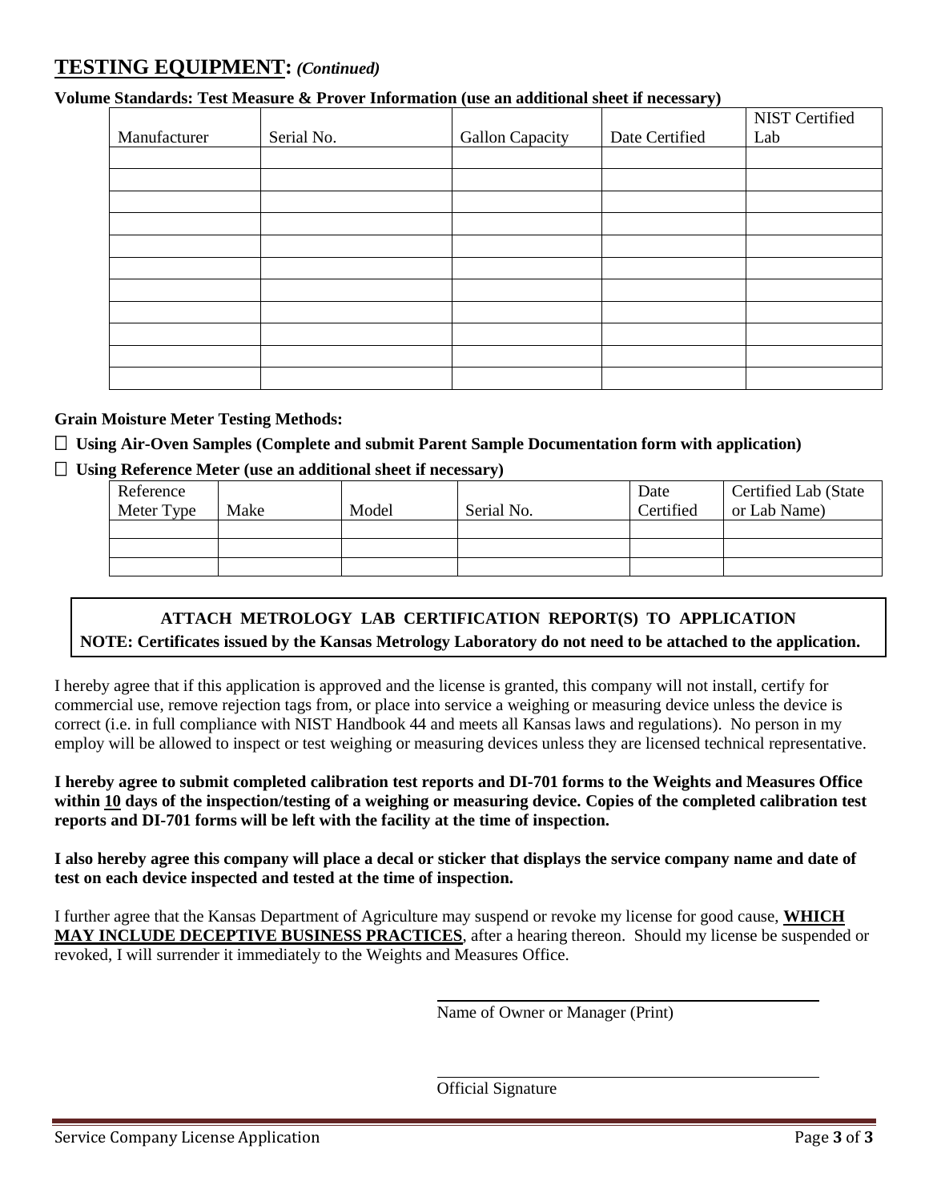## TESTING EQUIPMENT: *(Continued)*

**Volume Standards: Test Measure & Prover Information (use an additional sheet if necessary)**

| Manufacturer | Serial No. | Gallon Capacity | Date Certified | NIST Certified Lab |
|---|---|---|---|---|
| | | | | |
| | | | | |
| | | | | |
| | | | | |
| | | | | |
| | | | | |
| | | | | |
| | | | | |
| | | | | |
| | | | | |
| | | | | |

**Grain Moisture Meter Testing Methods:**

☐ **Using Air-Oven Samples (Complete and submit Parent Sample Documentation form with application)**

☐ **Using Reference Meter (use an additional sheet if necessary)**

| Reference Meter Type | Make | Model | Serial No. | Date Certified | Certified Lab (State or Lab Name) |
|---|---|---|---|---|---|
| | | | | | |
| | | | | | |
| | | | | | |

**ATTACH METROLOGY LAB CERTIFICATION REPORT(S) TO APPLICATION**

**NOTE: Certificates issued by the Kansas Metrology Laboratory do not need to be attached to the application.**

I hereby agree that if this application is approved and the license is granted, this company will not install, certify for commercial use, remove rejection tags from, or place into service a weighing or measuring device unless the device is correct (i.e. in full compliance with NIST Handbook 44 and meets all Kansas laws and regulations). No person in my employ will be allowed to inspect or test weighing or measuring devices unless they are licensed technical representative.

**I hereby agree to submit completed calibration test reports and DI-701 forms to the Weights and Measures Office within 10 days of the inspection/testing of a weighing or measuring device. Copies of the completed calibration test reports and DI-701 forms will be left with the facility at the time of inspection.**

**I also hereby agree this company will place a decal or sticker that displays the service company name and date of test on each device inspected and tested at the time of inspection.**

I further agree that the Kansas Department of Agriculture may suspend or revoke my license for good cause, **WHICH MAY INCLUDE DECEPTIVE BUSINESS PRACTICES**, after a hearing thereon. Should my license be suspended or revoked, I will surrender it immediately to the Weights and Measures Office.

\_\_\_\_\_\_\_\_\_\_\_\_\_\_\_\_\_\_\_\_\_\_\_\_\_\_\_\_\_\_\_\_\_\_\_\_\_\_\_\_

Name of Owner or Manager (Print)

\_\_\_\_\_\_\_\_\_\_\_\_\_\_\_\_\_\_\_\_\_\_\_\_\_\_\_\_\_\_\_\_\_\_\_\_\_\_\_\_

Official Signature